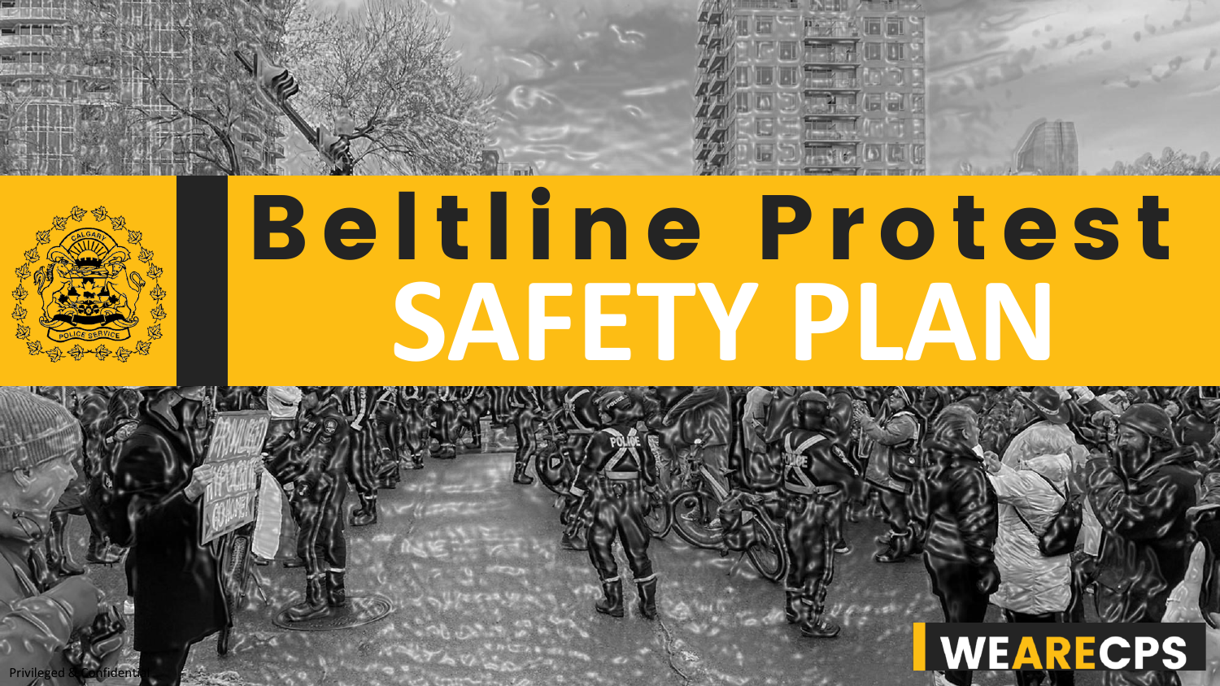# Beltline Protest SAFETY PLAN

WEARECPS

Privileged & Confidential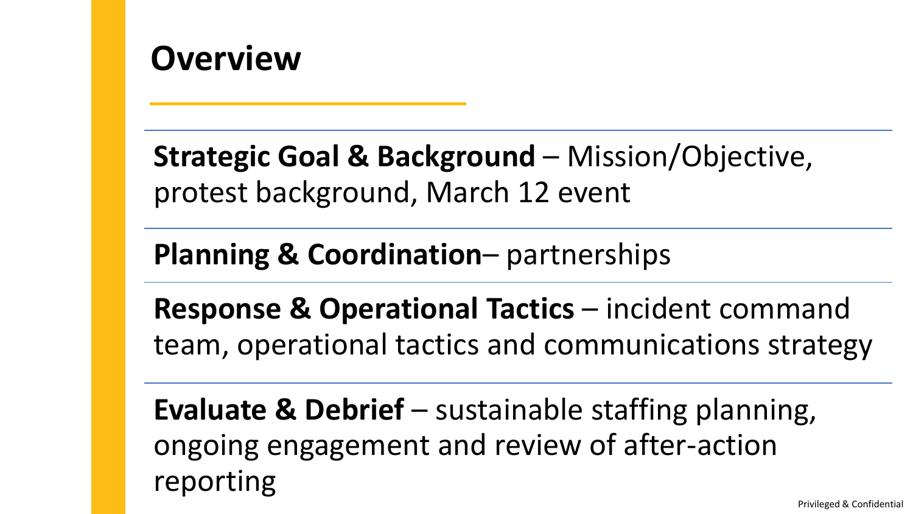# Overview

**Strategic Goal & Background** – Mission/Objective, protest background, March 12 event

**Planning & Coordination**– partnerships

**Response & Operational Tactics** – incident command team, operational tactics and communications strategy

**Evaluate & Debrief** – sustainable staffing planning, ongoing engagement and review of after-action reporting

Privileged & Confidential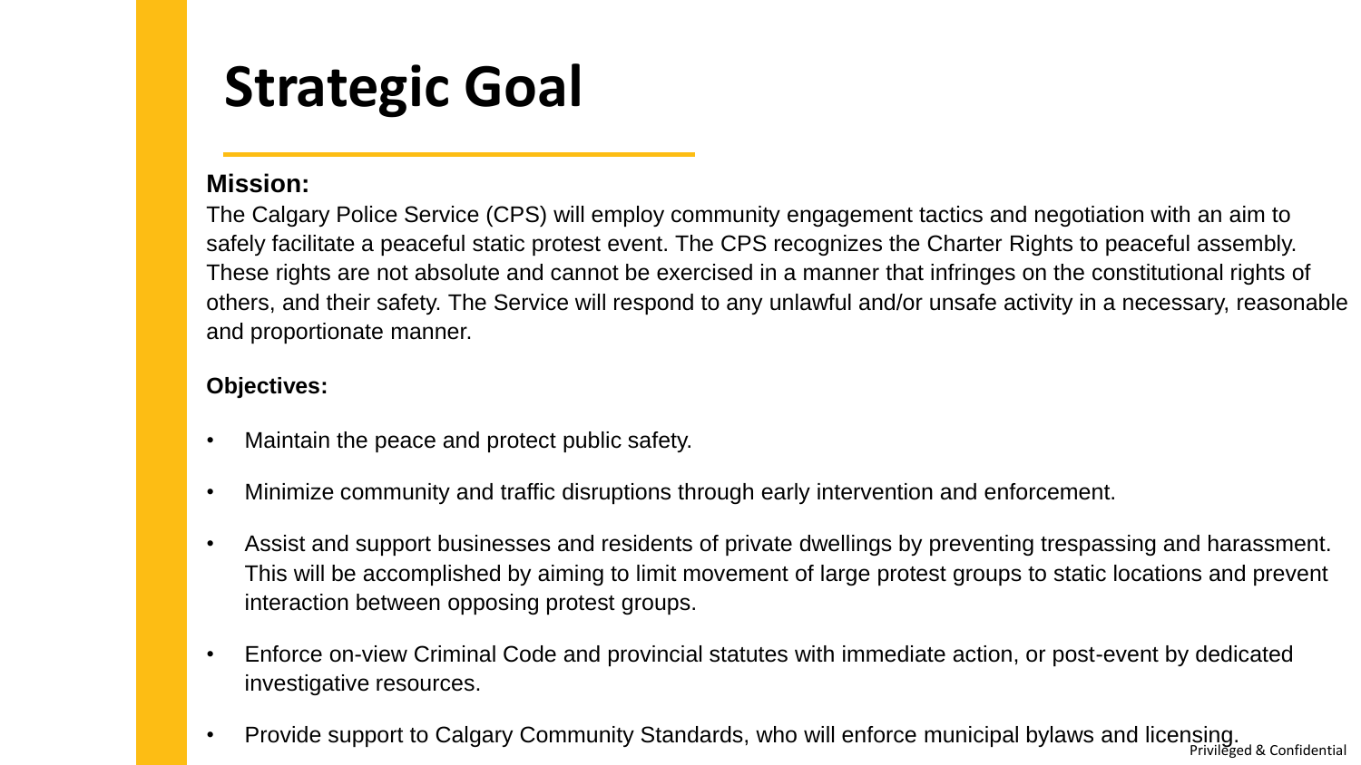# Strategic Goal

**Mission:**

The Calgary Police Service (CPS) will employ community engagement tactics and negotiation with an aim to safely facilitate a peaceful static protest event. The CPS recognizes the Charter Rights to peaceful assembly. These rights are not absolute and cannot be exercised in a manner that infringes on the constitutional rights of others, and their safety. The Service will respond to any unlawful and/or unsafe activity in a necessary, reasonable and proportionate manner.

**Objectives:**

- Maintain the peace and protect public safety.
- Minimize community and traffic disruptions through early intervention and enforcement.
- Assist and support businesses and residents of private dwellings by preventing trespassing and harassment. This will be accomplished by aiming to limit movement of large protest groups to static locations and prevent interaction between opposing protest groups.
- Enforce on-view Criminal Code and provincial statutes with immediate action, or post-event by dedicated investigative resources.
- Provide support to Calgary Community Standards, who will enforce municipal bylaws and licensing.

Privileged & Confidential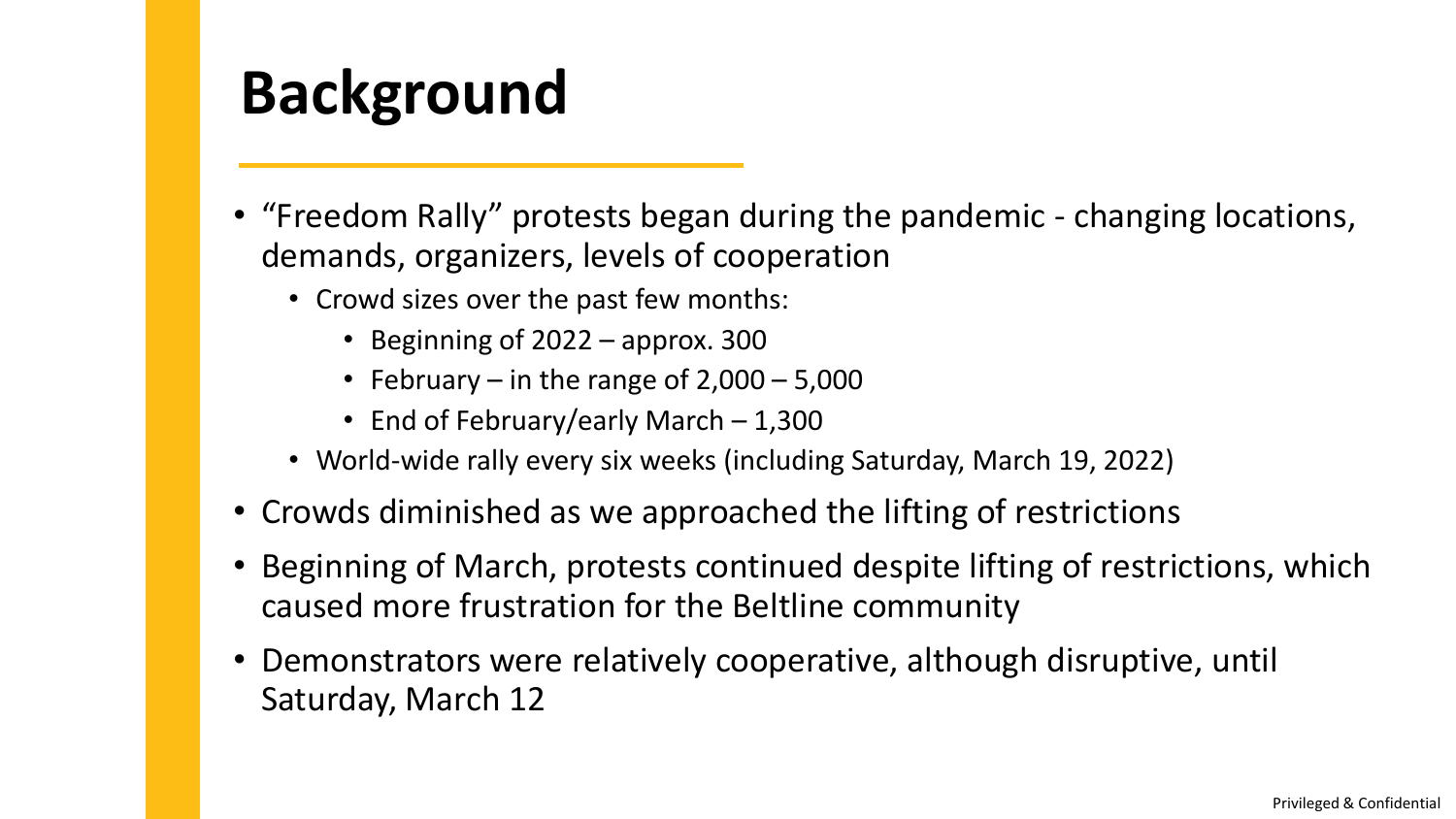# Background

- “Freedom Rally” protests began during the pandemic - changing locations, demands, organizers, levels of cooperation
  - Crowd sizes over the past few months:
    - Beginning of 2022 – approx. 300
    - February – in the range of 2,000 – 5,000
    - End of February/early March – 1,300
  - World-wide rally every six weeks (including Saturday, March 19, 2022)
- Crowds diminished as we approached the lifting of restrictions
- Beginning of March, protests continued despite lifting of restrictions, which caused more frustration for the Beltline community
- Demonstrators were relatively cooperative, although disruptive, until Saturday, March 12

Privileged & Confidential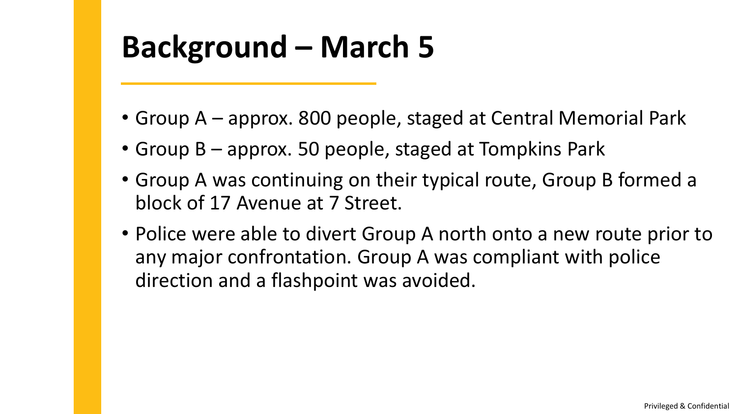# Background – March 5

- Group A – approx. 800 people, staged at Central Memorial Park
- Group B – approx. 50 people, staged at Tompkins Park
- Group A was continuing on their typical route, Group B formed a block of 17 Avenue at 7 Street.
- Police were able to divert Group A north onto a new route prior to any major confrontation. Group A was compliant with police direction and a flashpoint was avoided.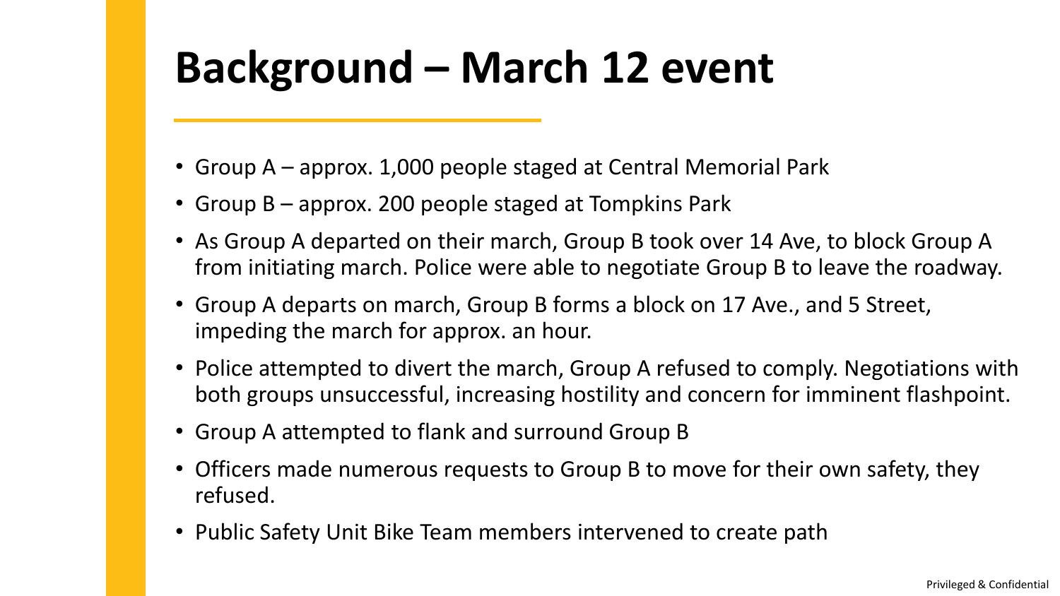# Background – March 12 event

- Group A – approx. 1,000 people staged at Central Memorial Park
- Group B – approx. 200 people staged at Tompkins Park
- As Group A departed on their march, Group B took over 14 Ave, to block Group A from initiating march. Police were able to negotiate Group B to leave the roadway.
- Group A departs on march, Group B forms a block on 17 Ave., and 5 Street, impeding the march for approx. an hour.
- Police attempted to divert the march, Group A refused to comply. Negotiations with both groups unsuccessful, increasing hostility and concern for imminent flashpoint.
- Group A attempted to flank and surround Group B
- Officers made numerous requests to Group B to move for their own safety, they refused.
- Public Safety Unit Bike Team members intervened to create path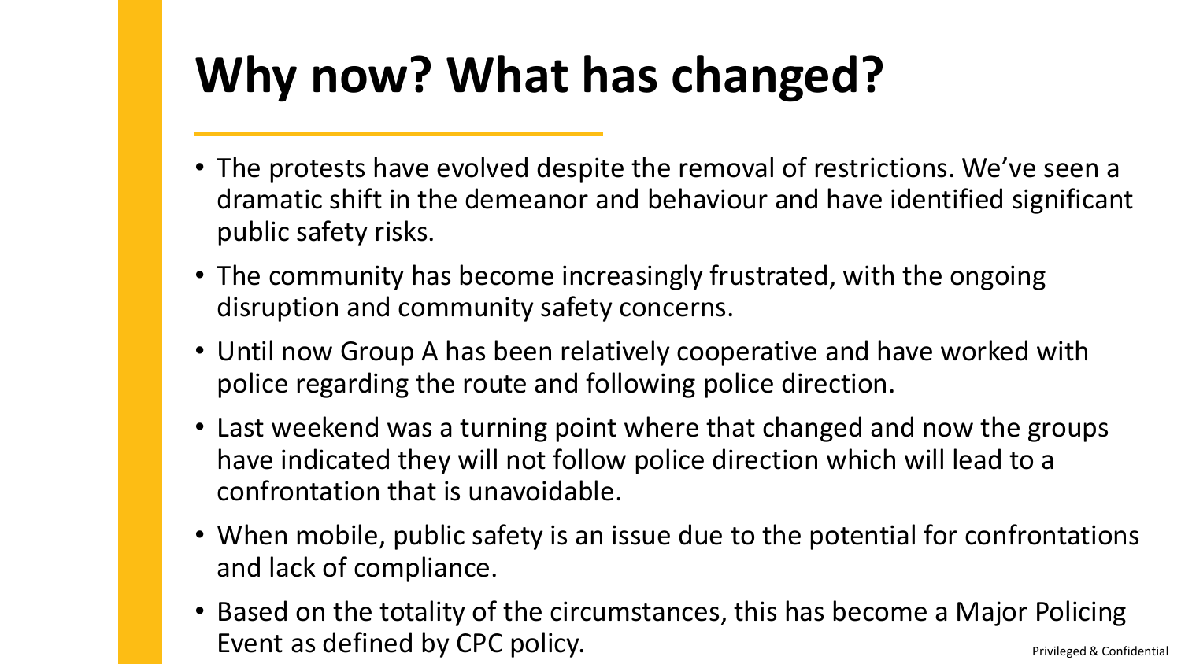# Why now? What has changed?

- The protests have evolved despite the removal of restrictions. We've seen a dramatic shift in the demeanor and behaviour and have identified significant public safety risks.
- The community has become increasingly frustrated, with the ongoing disruption and community safety concerns.
- Until now Group A has been relatively cooperative and have worked with police regarding the route and following police direction.
- Last weekend was a turning point where that changed and now the groups have indicated they will not follow police direction which will lead to a confrontation that is unavoidable.
- When mobile, public safety is an issue due to the potential for confrontations and lack of compliance.
- Based on the totality of the circumstances, this has become a Major Policing Event as defined by CPC policy.

Privileged & Confidential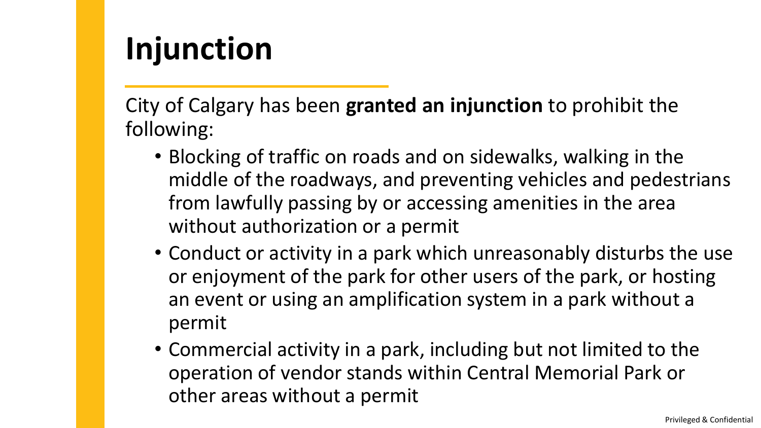# Injunction

City of Calgary has been **granted an injunction** to prohibit the following:

- Blocking of traffic on roads and on sidewalks, walking in the middle of the roadways, and preventing vehicles and pedestrians from lawfully passing by or accessing amenities in the area without authorization or a permit
- Conduct or activity in a park which unreasonably disturbs the use or enjoyment of the park for other users of the park, or hosting an event or using an amplification system in a park without a permit
- Commercial activity in a park, including but not limited to the operation of vendor stands within Central Memorial Park or other areas without a permit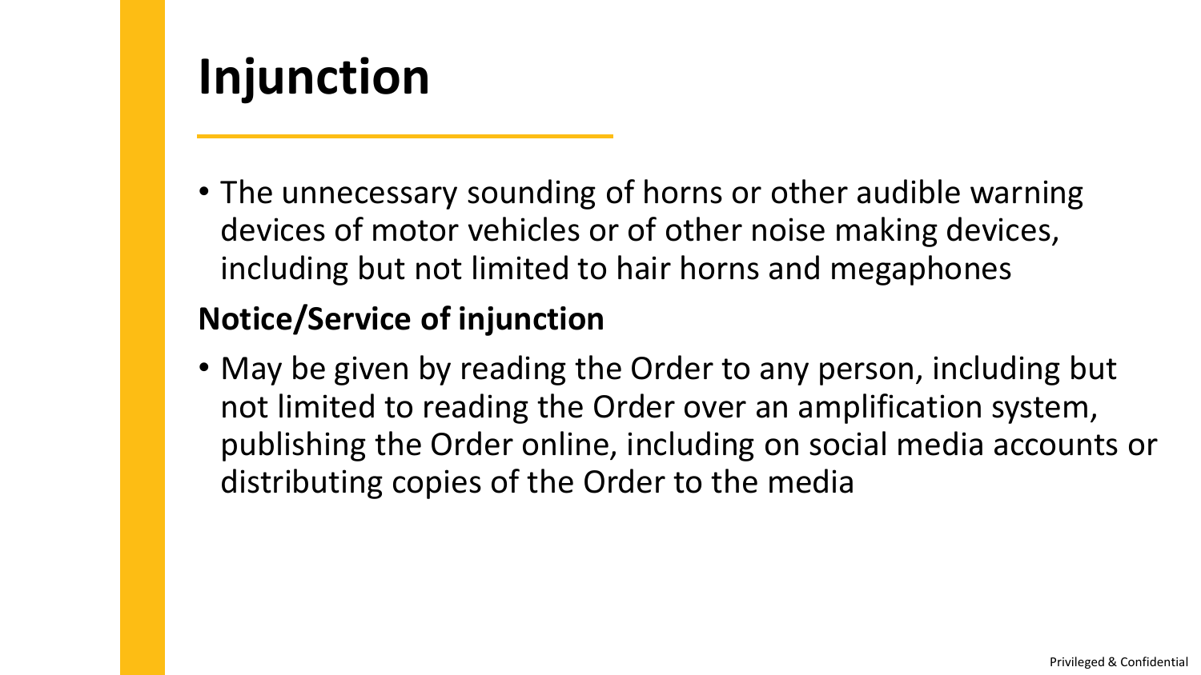# Injunction

- The unnecessary sounding of horns or other audible warning devices of motor vehicles or of other noise making devices, including but not limited to hair horns and megaphones

**Notice/Service of injunction**

- May be given by reading the Order to any person, including but not limited to reading the Order over an amplification system, publishing the Order online, including on social media accounts or distributing copies of the Order to the media

Privileged & Confidential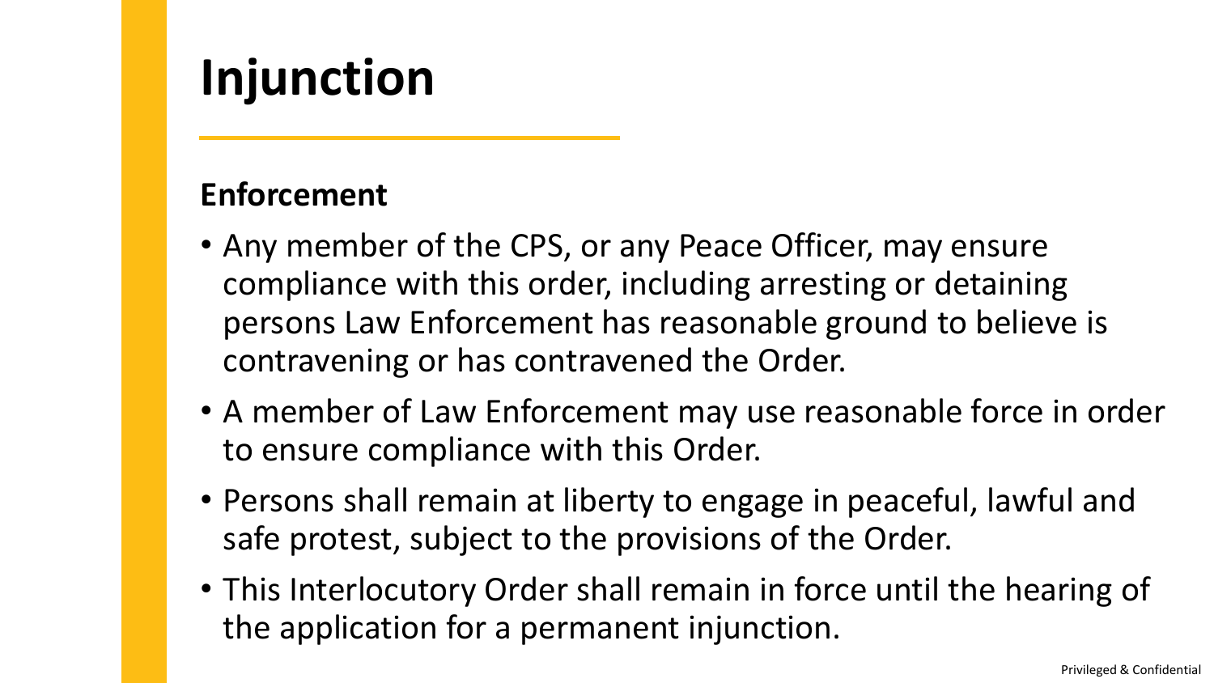# Injunction

## Enforcement

- Any member of the CPS, or any Peace Officer, may ensure compliance with this order, including arresting or detaining persons Law Enforcement has reasonable ground to believe is contravening or has contravened the Order.
- A member of Law Enforcement may use reasonable force in order to ensure compliance with this Order.
- Persons shall remain at liberty to engage in peaceful, lawful and safe protest, subject to the provisions of the Order.
- This Interlocutory Order shall remain in force until the hearing of the application for a permanent injunction.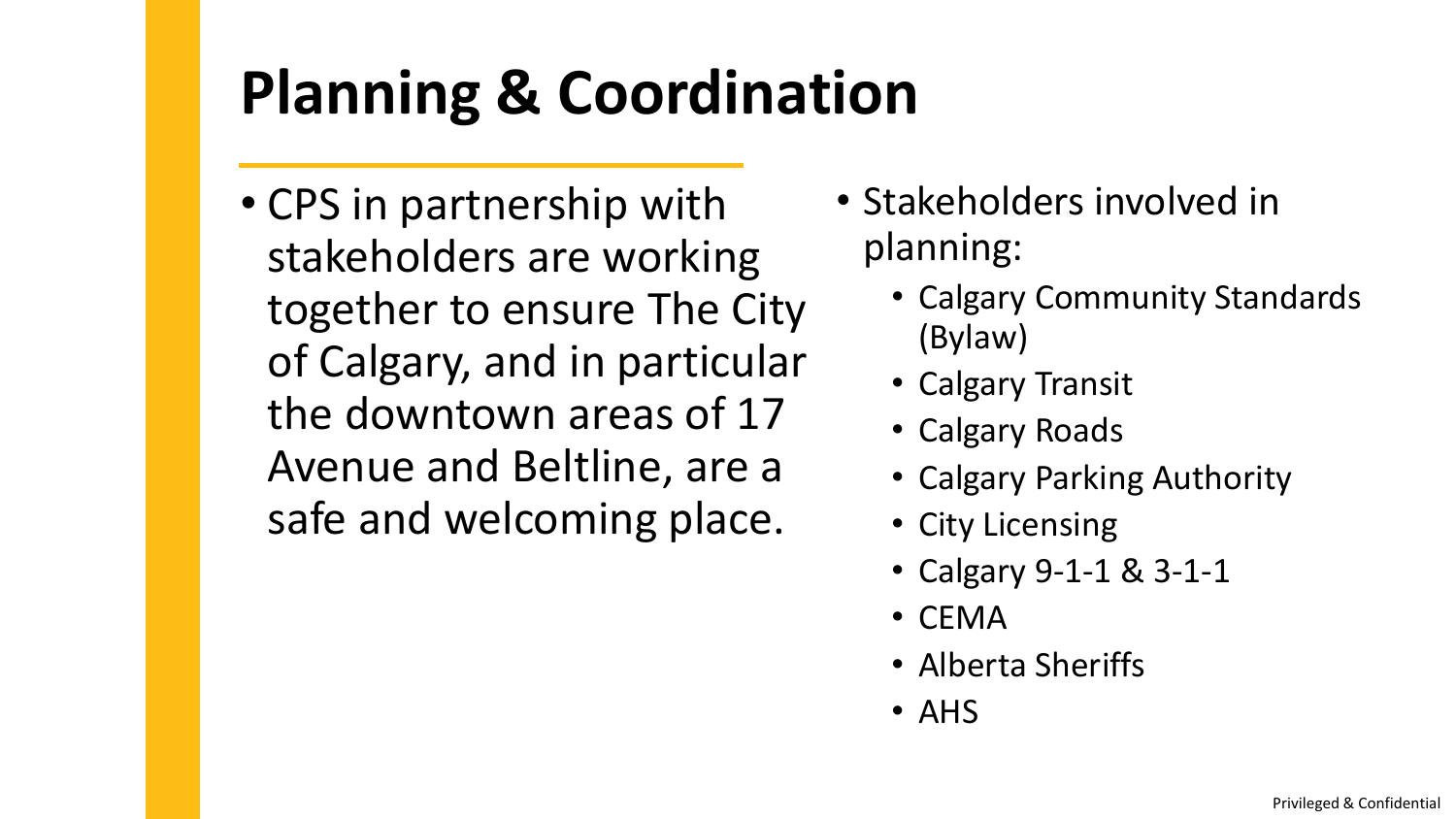# Planning & Coordination

- CPS in partnership with stakeholders are working together to ensure The City of Calgary, and in particular the downtown areas of 17 Avenue and Beltline, are a safe and welcoming place.

- Stakeholders involved in planning:
  - Calgary Community Standards (Bylaw)
  - Calgary Transit
  - Calgary Roads
  - Calgary Parking Authority
  - City Licensing
  - Calgary 9-1-1 & 3-1-1
  - CEMA
  - Alberta Sheriffs
  - AHS

Privileged & Confidential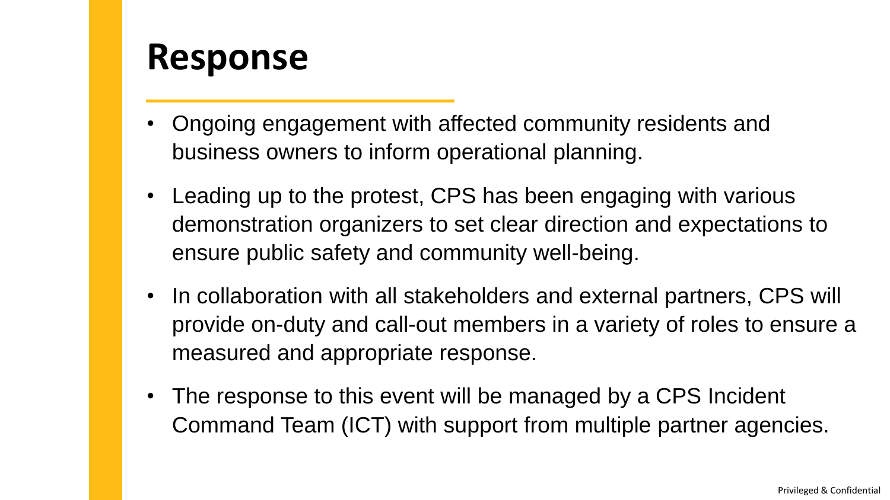# Response

- Ongoing engagement with affected community residents and business owners to inform operational planning.
- Leading up to the protest, CPS has been engaging with various demonstration organizers to set clear direction and expectations to ensure public safety and community well-being.
- In collaboration with all stakeholders and external partners, CPS will provide on-duty and call-out members in a variety of roles to ensure a measured and appropriate response.
- The response to this event will be managed by a CPS Incident Command Team (ICT) with support from multiple partner agencies.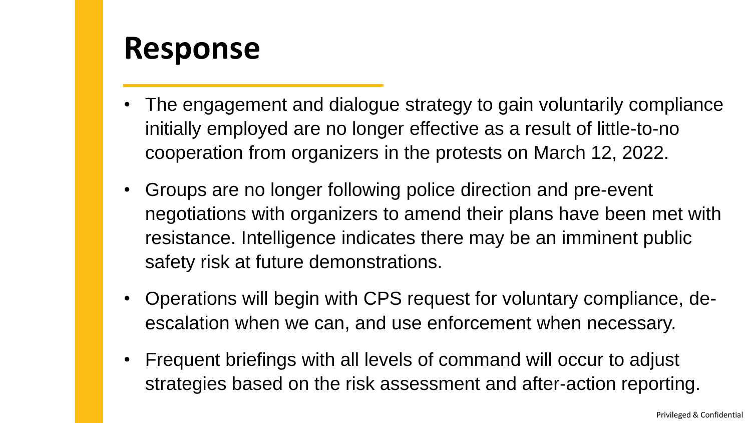# Response

- The engagement and dialogue strategy to gain voluntarily compliance initially employed are no longer effective as a result of little-to-no cooperation from organizers in the protests on March 12, 2022.
- Groups are no longer following police direction and pre-event negotiations with organizers to amend their plans have been met with resistance. Intelligence indicates there may be an imminent public safety risk at future demonstrations.
- Operations will begin with CPS request for voluntary compliance, de-escalation when we can, and use enforcement when necessary.
- Frequent briefings with all levels of command will occur to adjust strategies based on the risk assessment and after-action reporting.

Privileged & Confidential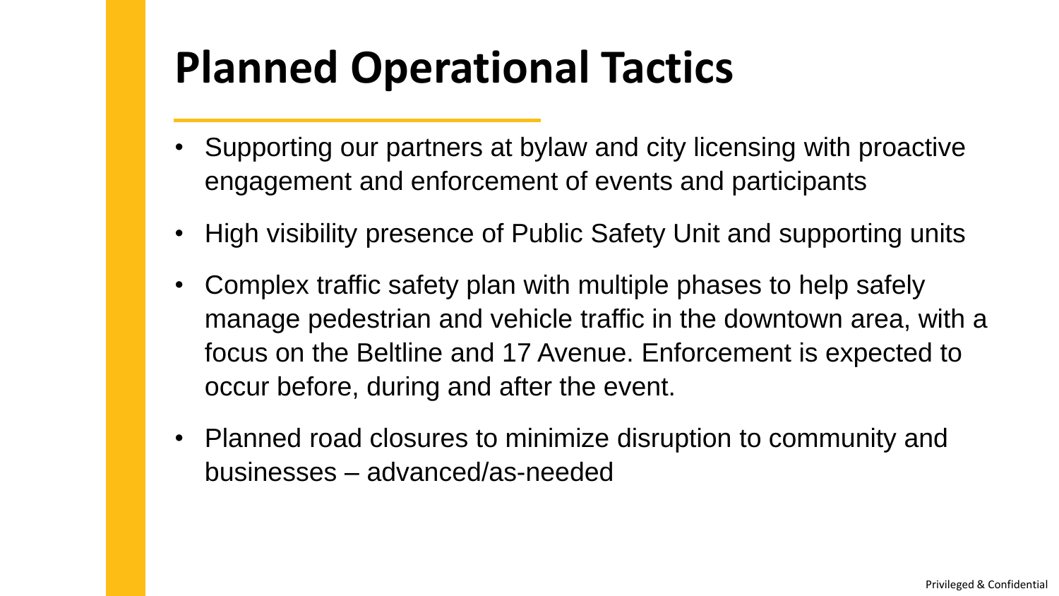# Planned Operational Tactics

- Supporting our partners at bylaw and city licensing with proactive engagement and enforcement of events and participants
- High visibility presence of Public Safety Unit and supporting units
- Complex traffic safety plan with multiple phases to help safely manage pedestrian and vehicle traffic in the downtown area, with a focus on the Beltline and 17 Avenue. Enforcement is expected to occur before, during and after the event.
- Planned road closures to minimize disruption to community and businesses – advanced/as-needed

Privileged & Confidential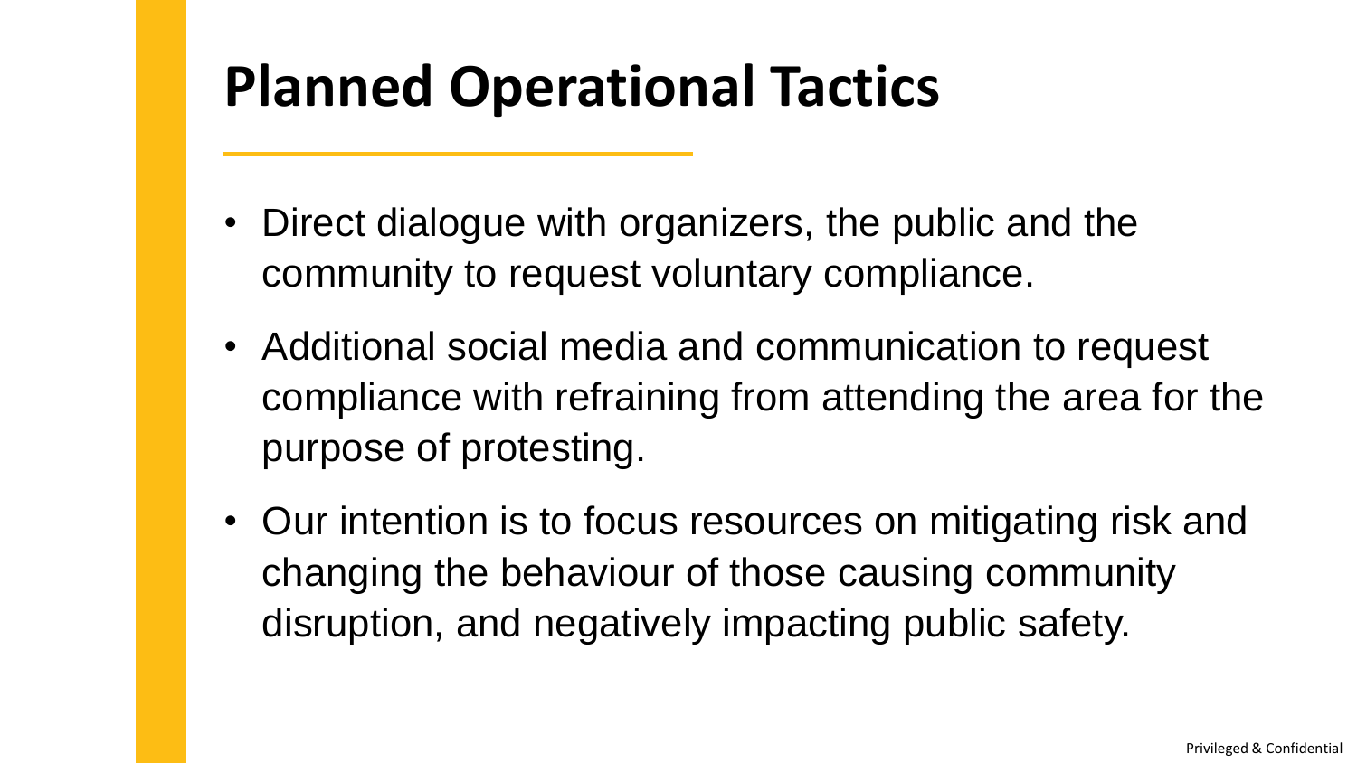# Planned Operational Tactics

- Direct dialogue with organizers, the public and the community to request voluntary compliance.
- Additional social media and communication to request compliance with refraining from attending the area for the purpose of protesting.
- Our intention is to focus resources on mitigating risk and changing the behaviour of those causing community disruption, and negatively impacting public safety.

Privileged & Confidential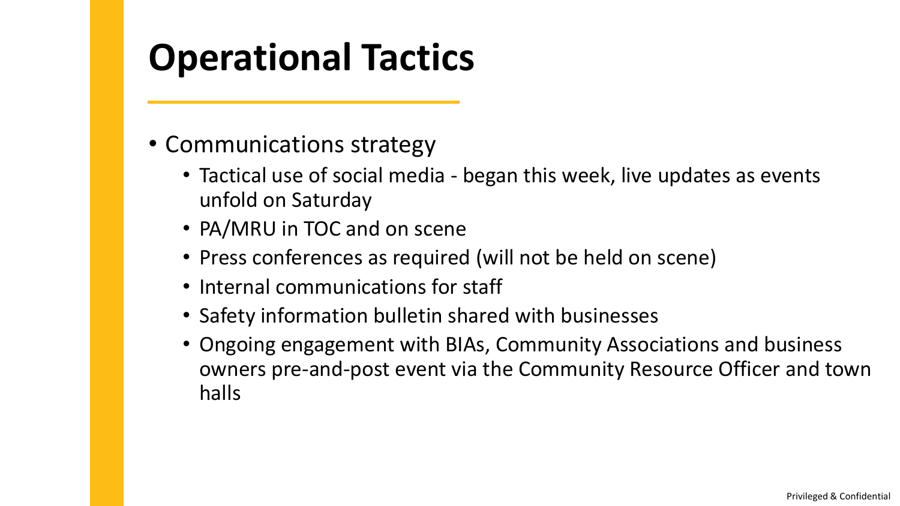# Operational Tactics

- Communications strategy
  - Tactical use of social media - began this week, live updates as events unfold on Saturday
  - PA/MRU in TOC and on scene
  - Press conferences as required (will not be held on scene)
  - Internal communications for staff
  - Safety information bulletin shared with businesses
  - Ongoing engagement with BIAs, Community Associations and business owners pre-and-post event via the Community Resource Officer and town halls

Privileged & Confidential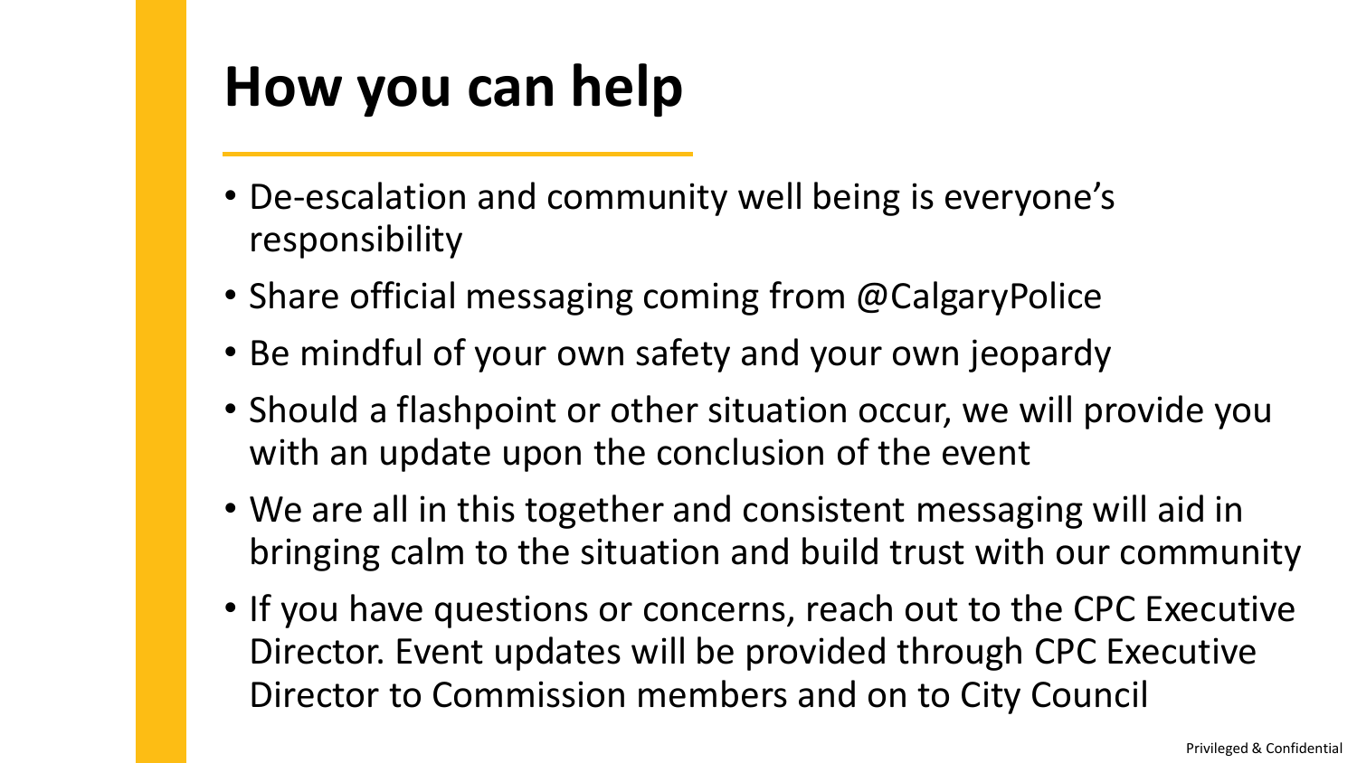# How you can help

- De-escalation and community well being is everyone's responsibility
- Share official messaging coming from @CalgaryPolice
- Be mindful of your own safety and your own jeopardy
- Should a flashpoint or other situation occur, we will provide you with an update upon the conclusion of the event
- We are all in this together and consistent messaging will aid in bringing calm to the situation and build trust with our community
- If you have questions or concerns, reach out to the CPC Executive Director. Event updates will be provided through CPC Executive Director to Commission members and on to City Council

Privileged & Confidential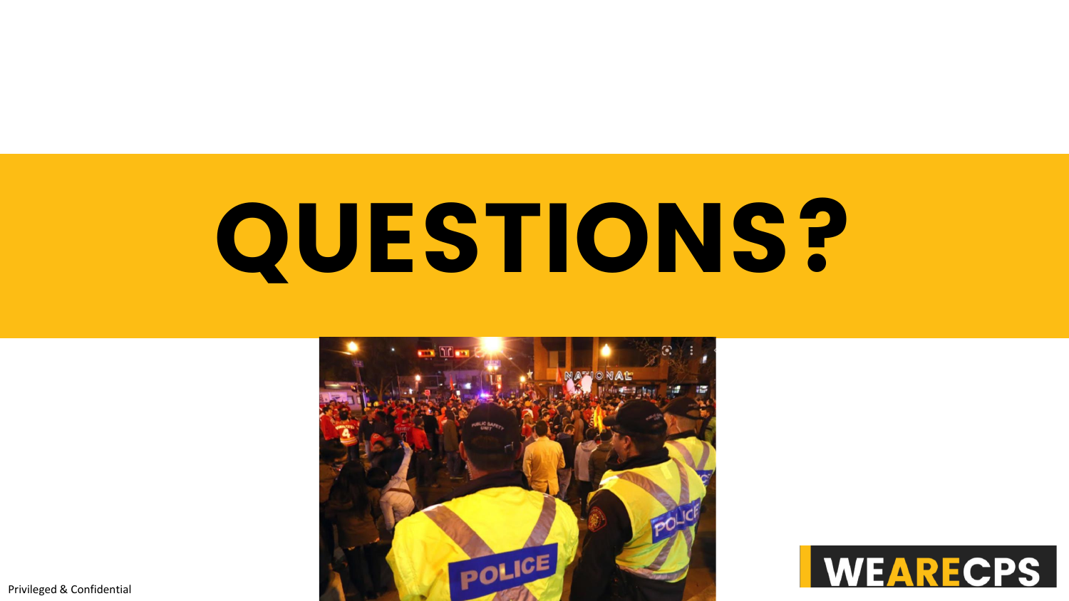# QUESTIONS?

Privileged & Confidential